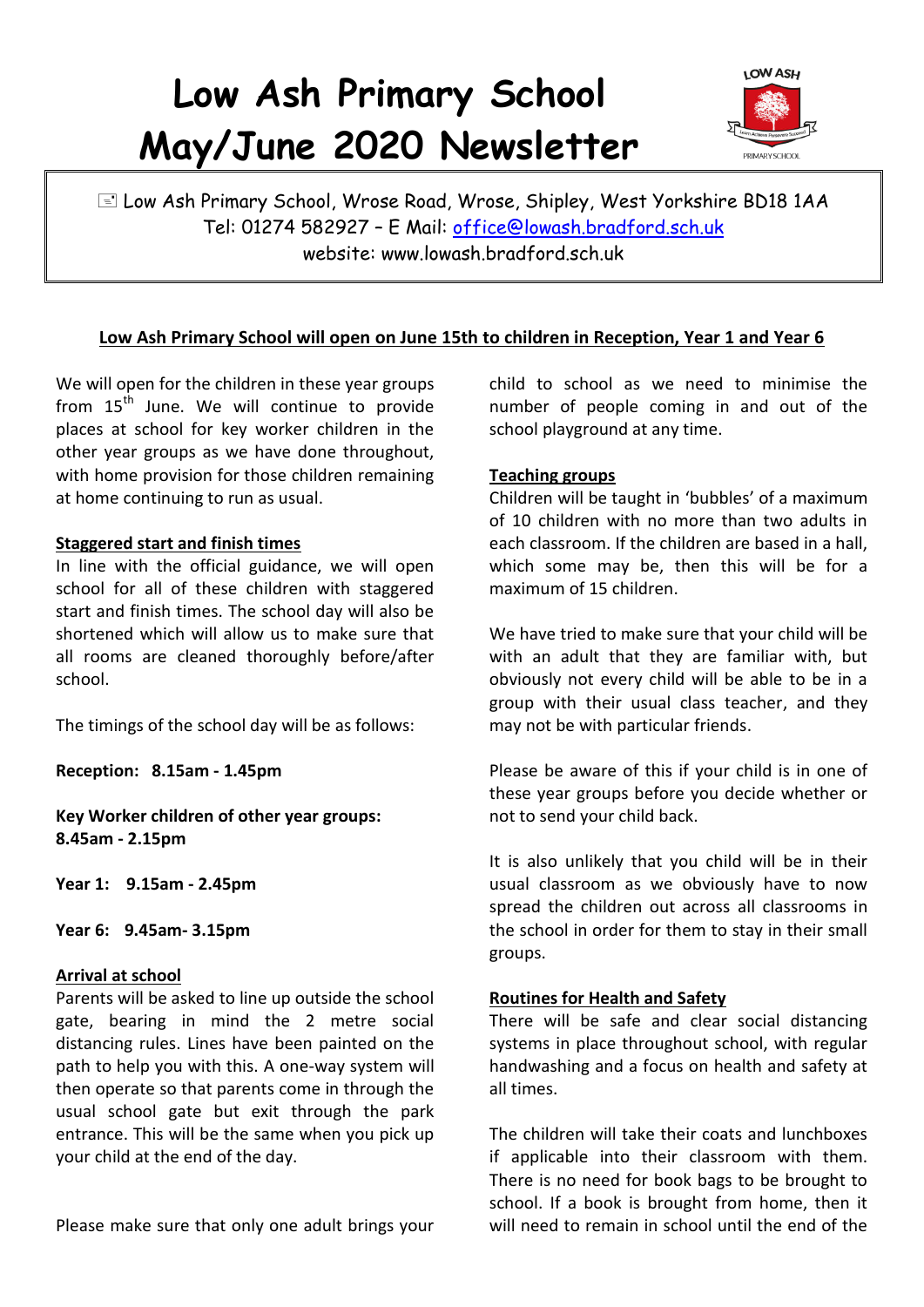# Low Ash Primary School
# May/June 2020 Newsletter

Low Ash Primary School, Wrose Road, Wrose, Shipley, West Yorkshire BD18 1AA
Tel: 01274 582927 – E Mail: office@lowash.bradford.sch.uk
website: www.lowash.bradford.sch.uk

**Low Ash Primary School will open on June 15th to children in Reception, Year 1 and Year 6**

We will open for the children in these year groups from 15th June. We will continue to provide places at school for key worker children in the other year groups as we have done throughout, with home provision for those children remaining at home continuing to run as usual.

**Staggered start and finish times**

In line with the official guidance, we will open school for all of these children with staggered start and finish times. The school day will also be shortened which will allow us to make sure that all rooms are cleaned thoroughly before/after school.

The timings of the school day will be as follows:

**Reception: 8.15am - 1.45pm**

**Key Worker children of other year groups: 8.45am - 2.15pm**

**Year 1: 9.15am - 2.45pm**

**Year 6: 9.45am- 3.15pm**

**Arrival at school**

Parents will be asked to line up outside the school gate, bearing in mind the 2 metre social distancing rules. Lines have been painted on the path to help you with this. A one-way system will then operate so that parents come in through the usual school gate but exit through the park entrance. This will be the same when you pick up your child at the end of the day.

Please make sure that only one adult brings your child to school as we need to minimise the number of people coming in and out of the school playground at any time.

**Teaching groups**

Children will be taught in 'bubbles' of a maximum of 10 children with no more than two adults in each classroom. If the children are based in a hall, which some may be, then this will be for a maximum of 15 children.

We have tried to make sure that your child will be with an adult that they are familiar with, but obviously not every child will be able to be in a group with their usual class teacher, and they may not be with particular friends.

Please be aware of this if your child is in one of these year groups before you decide whether or not to send your child back.

It is also unlikely that you child will be in their usual classroom as we obviously have to now spread the children out across all classrooms in the school in order for them to stay in their small groups.

**Routines for Health and Safety**

There will be safe and clear social distancing systems in place throughout school, with regular handwashing and a focus on health and safety at all times.

The children will take their coats and lunchboxes if applicable into their classroom with them. There is no need for book bags to be brought to school. If a book is brought from home, then it will need to remain in school until the end of the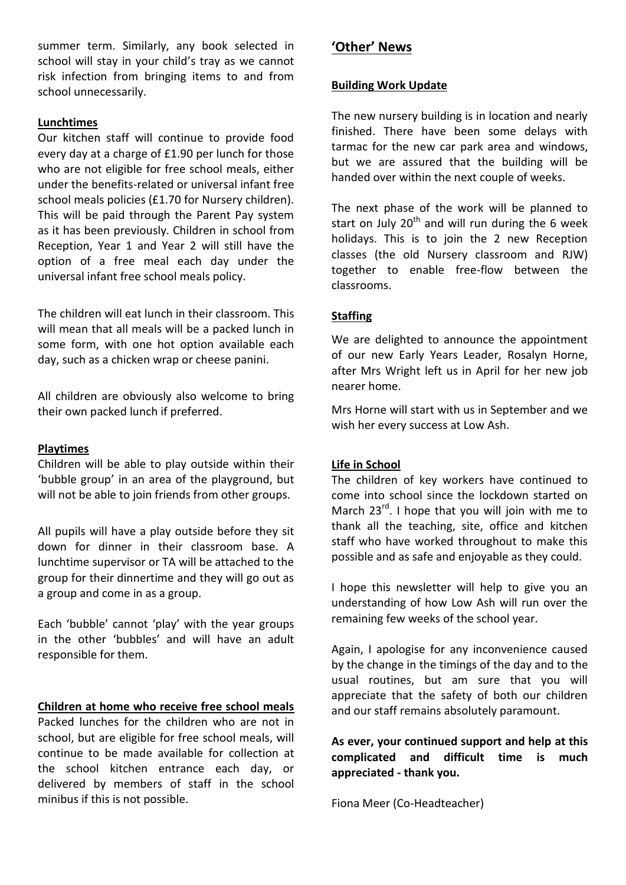summer term. Similarly, any book selected in school will stay in your child's tray as we cannot risk infection from bringing items to and from school unnecessarily.

**Lunchtimes**

Our kitchen staff will continue to provide food every day at a charge of £1.90 per lunch for those who are not eligible for free school meals, either under the benefits-related or universal infant free school meals policies (£1.70 for Nursery children). This will be paid through the Parent Pay system as it has been previously. Children in school from Reception, Year 1 and Year 2 will still have the option of a free meal each day under the universal infant free school meals policy.

The children will eat lunch in their classroom. This will mean that all meals will be a packed lunch in some form, with one hot option available each day, such as a chicken wrap or cheese panini.

All children are obviously also welcome to bring their own packed lunch if preferred.

**Playtimes**

Children will be able to play outside within their 'bubble group' in an area of the playground, but will not be able to join friends from other groups.

All pupils will have a play outside before they sit down for dinner in their classroom base. A lunchtime supervisor or TA will be attached to the group for their dinnertime and they will go out as a group and come in as a group.

Each 'bubble' cannot 'play' with the year groups in the other 'bubbles' and will have an adult responsible for them.

**Children at home who receive free school meals**

Packed lunches for the children who are not in school, but are eligible for free school meals, will continue to be made available for collection at the school kitchen entrance each day, or delivered by members of staff in the school minibus if this is not possible.

## 'Other' News

**Building Work Update**

The new nursery building is in location and nearly finished. There have been some delays with tarmac for the new car park area and windows, but we are assured that the building will be handed over within the next couple of weeks.

The next phase of the work will be planned to start on July 20th and will run during the 6 week holidays. This is to join the 2 new Reception classes (the old Nursery classroom and RJW) together to enable free-flow between the classrooms.

**Staffing**

We are delighted to announce the appointment of our new Early Years Leader, Rosalyn Horne, after Mrs Wright left us in April for her new job nearer home.

Mrs Horne will start with us in September and we wish her every success at Low Ash.

**Life in School**

The children of key workers have continued to come into school since the lockdown started on March 23rd. I hope that you will join with me to thank all the teaching, site, office and kitchen staff who have worked throughout to make this possible and as safe and enjoyable as they could.

I hope this newsletter will help to give you an understanding of how Low Ash will run over the remaining few weeks of the school year.

Again, I apologise for any inconvenience caused by the change in the timings of the day and to the usual routines, but am sure that you will appreciate that the safety of both our children and our staff remains absolutely paramount.

**As ever, your continued support and help at this complicated and difficult time is much appreciated - thank you.**

Fiona Meer (Co-Headteacher)